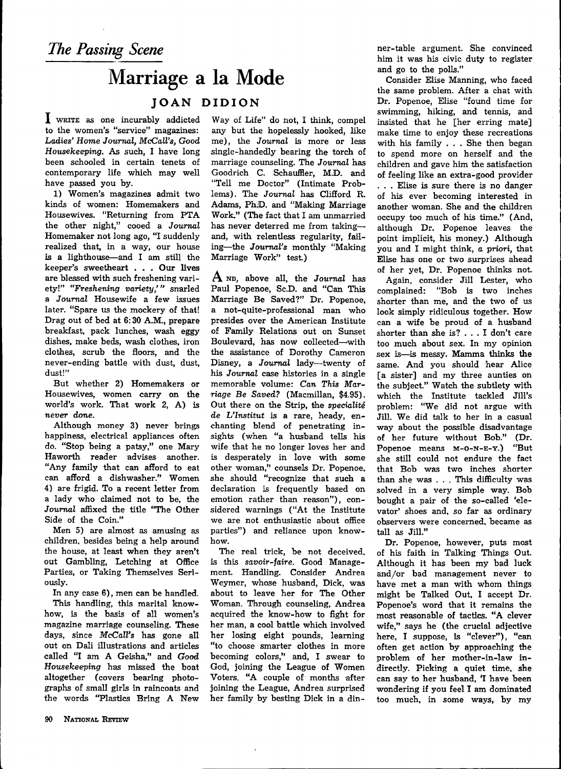*The Passing Scene*

# Marriage a la Mode

## JOAN DIDION

I WRITE as one incurably addicted to the women's "service" magazines: *Ladies' Home Journal, McCall's, Good Housekeeping*. As such, I have long been schooled in certain tenets of contemporary life which may well have passed you by.

1) Women's magazines admit two kinds of women: Homemakers and Housewives. "Returning from PTA the other night," cooed a *Journal* Homemaker not long ago, "I suddenly realized that, in a way, our house is a lighthouse—and I am still the keeper's sweetheart . . . Our lives are blessed with such freshening variety!" *"Freshening variety,'"* snarled a *Journal* Housewife a few issues later. "Spare us the mockery of that! Drag out of bed at 6:30 A.M., prepare breakfast, pack lunches, wash eggy dishes, make beds, wash clothes, iron clothes, scrub the floors, and the never-ending battle with dust, dust, dust!"

But whether 2) Homemakers or Housewives, women carry on the world's work. That work 2, A) is *never done.*

Although money 3) never brings happiness, electrical appliances often do. "Stop being a patsy," one Mary Haworth reader advises another. "Any family that can afford to eat can afford a dishwasher." Women 4) are frigid. To a recent letter from a lady who claimed not to be, the *Journal* affixed the title "The Other Side of the Coin."

Men 5) are almost as amusing as children, besides being a help around the house, at least when they aren't out Gambling, Letching at Office Parties, or Taking Themselves Seriously.

In any case 6), men can be handled.

This handling, this marital know-how, is the basis of all women's magazine marriage counseling. These days, since *McCall's* has gone all out on Dali illustrations and articles called "I am A Geisha," and *Good Housekeeping* has missed the boat altogether (covers bearing photographs of small girls in raincoats and the words "Plastics Bring A New Way of Life" do not, I think, compel any but the hopelessly hooked, like me), the *Journal* is more or less single-handedly bearing the torch of marriage counseling. The *Journal* has Goodrich C. Schauffler, M.D. and "Tell me Doctor" (Intimate Problems). The *Journal* has Clifford R. Adams, Ph.D. and "Making Marriage Work." (The fact that I am unmarried has never deterred me from taking—and, with relentless regularity, failing—the *Journal's* monthly "Making Marriage Work" test.)

AND, above all, the *Journal* has Paul Popenoe, Sc.D. and "Can This Marriage Be Saved?" Dr. Popenoe, a not-quite-professional man who presides over the American Institute of Family Relations out on Sunset Boulevard, has now collected—with the assistance of Dorothy Cameron Disney, a *Journal* lady—twenty of his *Journal* case histories in a single memorable volume: *Can This Marriage Be Saved?* (Macmillan, $4.95). Out there on the Strip, the *specialité de L'Institut* is a rare, heady, enchanting blend of penetrating insights (when "a husband tells his wife that he no longer loves her and is desperately in love with some other woman," counsels Dr. Popenoe, she should "recognize that such a declaration is frequently based on emotion rather than reason"), considered warnings ("At the Institute we are not enthusiastic about office parties") and reliance upon know-how.

The real trick, be not deceived, is this *savoir-faire*. Good Management. Handling. Consider Andrea Weymer, whose husband, Dick, was about to leave her for The Other Woman. Through counseling, Andrea acquired the know-how to fight for her man, a cool battle which involved her losing eight pounds, learning "to choose smarter clothes in more becoming colors," and, I swear to God, joining the League of Women Voters. "A couple of months after joining the League, Andrea surprised her family by besting Dick in a dinner-table argument. She convinced him it was his civic duty to register and go to the polls."

Consider Elise Manning, who faced the same problem. After a chat with Dr. Popenoe, Elise "found time for swimming, hiking, and tennis, and insisted that he [her erring mate] make time to enjoy these recreations with his family . . . She then began to spend more on herself and the children and gave him the satisfaction of feeling like an extra-good provider . . . Elise is sure there is no danger of his ever becoming interested in another woman. She and the children occupy too much of his time." (And, although Dr. Popenoe leaves the point implicit, his money.) Although you and I might think, *a priori*, that Elise has one or two surprises ahead of her yet, Dr. Popenoe thinks not.

Again, consider Jill Lester, who complained: "Bob is two inches shorter than me, and the two of us look simply ridiculous together. How can a wife be proud of a husband shorter than she is? . . . I don't care too much about sex. In my opinion sex is—is messy. Mamma thinks the same. And you should hear Alice [a sister] and my three aunties on the subject." Watch the subtlety with which the Institute tackled Jill's problem: "We did not argue with Jill. We did talk to her in a casual way about the possible disadvantage of her future without Bob." (Dr. Popenoe means M-O-N-E-Y.) "But she still could not endure the fact that Bob was two inches shorter than she was . . . This difficulty was solved in a very simple way. Bob bought a pair of the so-called 'elevator' shoes and, so far as ordinary observers were concerned, became as tall as Jill."

Dr. Popenoe, however, puts most of his faith in Talking Things Out. Although it has been my bad luck and/or bad management never to have met a man with whom things might be Talked Out, I accept Dr. Popenoe's word that it remains the most reasonable of tactics. "A clever wife," says he (the crucial adjective here, I suppose, is "clever"), "can often get action by approaching the problem of her mother-in-law indirectly. Picking a quiet time, she can say to her husband, 'I have been wondering if you feel I am dominated too much, in some ways, by my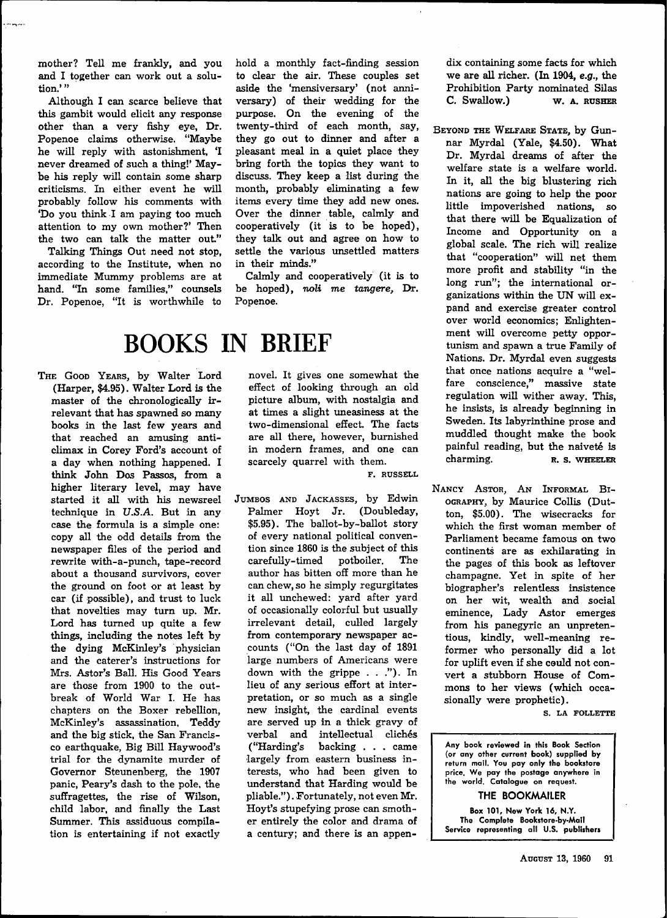mother? Tell me frankly, and you and I together can work out a solution.'"

Although I can scarce believe that this gambit would elicit any response other than a very fishy eye, Dr. Popenoe claims otherwise. "Maybe he will reply with astonishment, 'I never dreamed of such a thing!' Maybe his reply will contain some sharp criticisms. In either event he will probably follow his comments with 'Do you think I am paying too much attention to my own mother?' Then the two can talk the matter out."

Talking Things Out need not stop, according to the Institute, when no immediate Mummy problems are at hand. "In some families," counsels Dr. Popenoe, "It is worthwhile to hold a monthly fact-finding session to clear the air. These couples set aside the 'mensiversary' (not anniversary) of their wedding for the purpose. On the evening of the twenty-third of each month, say, they go out to dinner and after a pleasant meal in a quiet place they bring forth the topics they want to discuss. They keep a list during the month, probably eliminating a few items every time they add new ones. Over the dinner table, calmly and cooperatively (it is to be hoped), they talk out and agree on how to settle the various unsettled matters in their minds."

Calmly and cooperatively (it is to be hoped), *noli me tangere*, Dr. Popenoe.

# BOOKS IN BRIEF

THE GOOD YEARS, by Walter Lord (Harper, $4.95). Walter Lord is the master of the chronologically irrelevant that has spawned so many books in the last few years and that reached an amusing anticlimax in Corey Ford's account of a day when nothing happened. I think John Dos Passos, from a higher literary level, may have started it all with his newsreel technique in *U.S.A.* But in any case the formula is a simple one: copy all the odd details from the newspaper files of the period and rewrite with-a-punch, tape-record about a thousand survivors, cover the ground on foot or at least by car (if possible), and trust to luck that novelties may turn up. Mr. Lord has turned up quite a few things, including the notes left by the dying McKinley's physician and the caterer's instructions for Mrs. Astor's Ball. His Good Years are those from 1900 to the outbreak of World War I. He has chapters on the Boxer rebellion, McKinley's assassination, Teddy and the big stick, the San Francisco earthquake, Big Bill Haywood's trial for the dynamite murder of Governor Steunenberg, the 1907 panic, Peary's dash to the pole, the suffragettes, the rise of Wilson, child labor, and finally the Last Summer. This assiduous compilation is entertaining if not exactly novel. It gives one somewhat the effect of looking through an old picture album, with nostalgia and at times a slight uneasiness at the two-dimensional effect. The facts are all there, however, burnished in modern frames, and one can scarcely quarrel with them.

F. RUSSELL

JUMBOS AND JACKASSES, by Edwin Palmer Hoyt Jr. (Doubleday, $5.95). The ballot-by-ballot story of every national political convention since 1860 is the subject of this carefully-timed potboiler. The author has bitten off more than he can chew, so he simply regurgitates it all unchewed: yard after yard of occasionally colorful but usually irrelevant detail, culled largely from contemporary newspaper accounts ("On the last day of 1891 large numbers of Americans were down with the grippe . . ."). In lieu of any serious effort at interpretation, or so much as a single new insight, the cardinal events are served up in a thick gravy of verbal and intellectual clichés ("Harding's backing . . . came largely from eastern business interests, who had been given to understand that Harding would be pliable."). Fortunately, not even Mr. Hoyt's stupefying prose can smother entirely the color and drama of a century; and there is an appendix containing some facts for which we are all richer. (In 1904, *e.g.*, the Prohibition Party nominated Silas C. Swallow.)

W. A. RUSHER

BEYOND THE WELFARE STATE, by Gunnar Myrdal (Yale, $4.50). What Dr. Myrdal dreams of after the welfare state is a welfare world. In it, all the big blustering rich nations are going to help the poor little impoverished nations, so that there will be Equalization of Income and Opportunity on a global scale. The rich will realize that "cooperation" will net them more profit and stability "in the long run"; the international organizations within the UN will expand and exercise greater control over world economics; Enlightenment will overcome petty opportunism and spawn a true Family of Nations. Dr. Myrdal even suggests that once nations acquire a "welfare conscience," massive state regulation will wither away. This, he insists, is already beginning in Sweden. Its labyrinthine prose and muddled thought make the book painful reading, but the naiveté is charming.

R. S. WHEELER

NANCY ASTOR, AN INFORMAL BIOGRAPHY, by Maurice Collis (Dutton, $5.00). The wisecracks for which the first woman member of Parliament became famous on two continents are as exhilarating in the pages of this book as leftover champagne. Yet in spite of her biographer's relentless insistence on her wit, wealth and social eminence, Lady Astor emerges from his panegyric an unpretentious, kindly, well-meaning reformer who personally did a lot for uplift even if she could not convert a stubborn House of Commons to her views (which occasionally were prophetic).

S. LA FOLLETTE

Any book reviewed in this Book Section (or any other current book) supplied by return mail. You pay only the bookstore price. We pay the postage anywhere in the world. Catalogue on request.

**THE BOOKMAILER**

Box 101, New York 16, N.Y.
The Complete Bookstore-by-Mail Service representing all U.S. publishers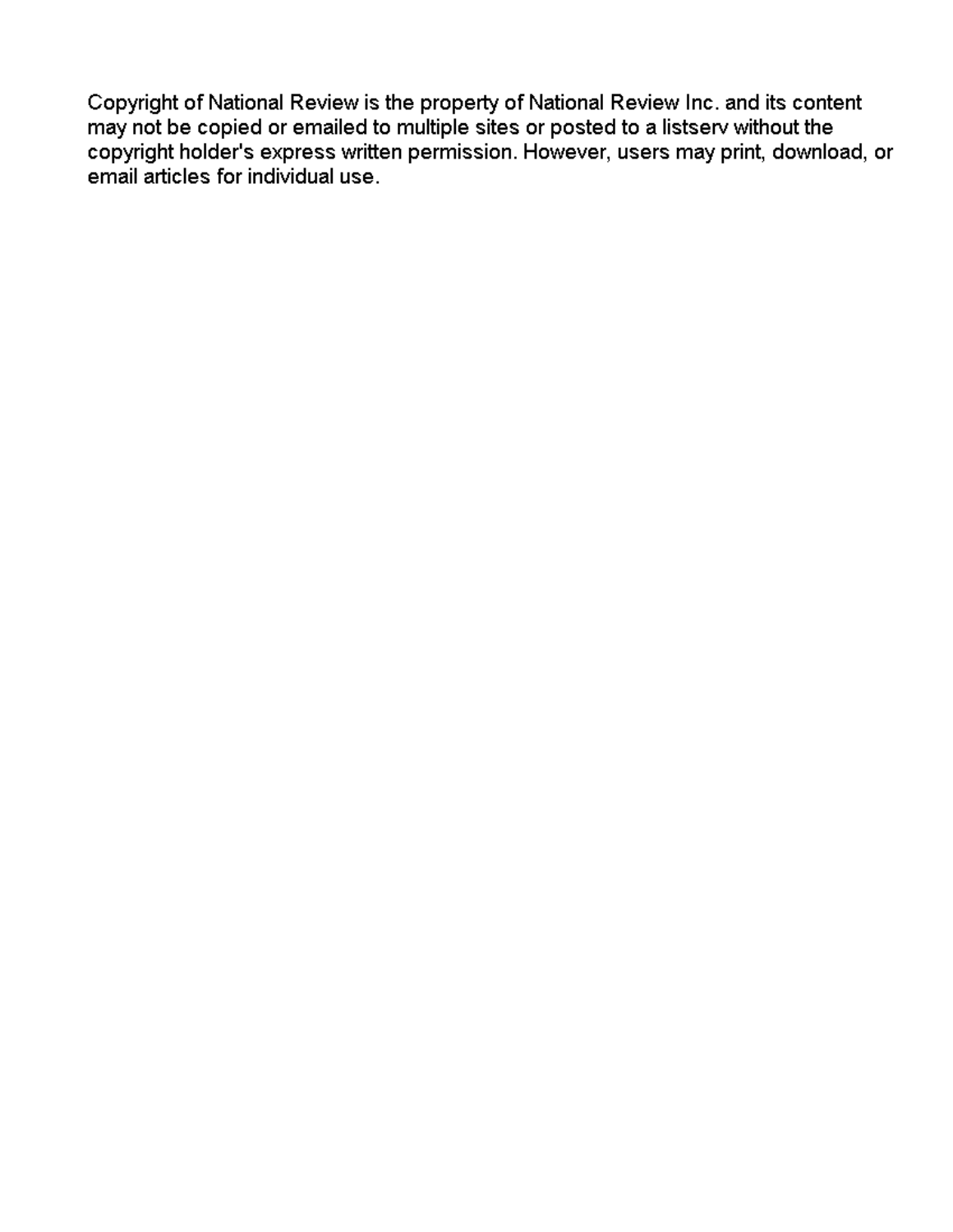Copyright of National Review is the property of National Review Inc. and its content may not be copied or emailed to multiple sites or posted to a listserv without the copyright holder's express written permission. However, users may print, download, or email articles for individual use.